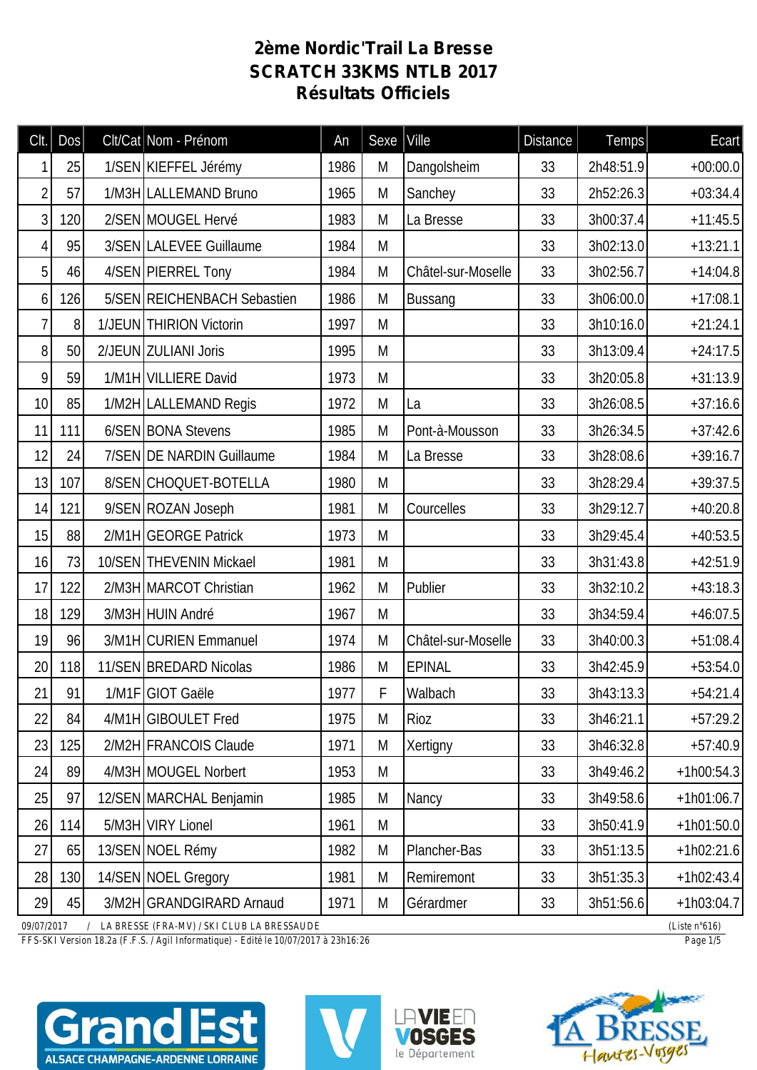# 2ème Nordic'Trail La Bresse
## SCRATCH 33KMS NTLB 2017
## Résultats Officiels

| Clt. | Dos | Clt/Cat | Nom - Prénom | An | Sexe | Ville | Distance | Temps | Ecart |
|---|---|---|---|---|---|---|---|---|---|
| 1 | 25 | 1/SEN | KIEFFEL Jérémy | 1986 | M | Dangolsheim | 33 | 2h48:51.9 | +00:00.0 |
| 2 | 57 | 1/M3H | LALLEMAND Bruno | 1965 | M | Sanchey | 33 | 2h52:26.3 | +03:34.4 |
| 3 | 120 | 2/SEN | MOUGEL Hervé | 1983 | M | La Bresse | 33 | 3h00:37.4 | +11:45.5 |
| 4 | 95 | 3/SEN | LALEVEE Guillaume | 1984 | M | | 33 | 3h02:13.0 | +13:21.1 |
| 5 | 46 | 4/SEN | PIERREL Tony | 1984 | M | Châtel-sur-Moselle | 33 | 3h02:56.7 | +14:04.8 |
| 6 | 126 | 5/SEN | REICHENBACH Sebastien | 1986 | M | Bussang | 33 | 3h06:00.0 | +17:08.1 |
| 7 | 8 | 1/JEUN | THIRION Victorin | 1997 | M | | 33 | 3h10:16.0 | +21:24.1 |
| 8 | 50 | 2/JEUN | ZULIANI Joris | 1995 | M | | 33 | 3h13:09.4 | +24:17.5 |
| 9 | 59 | 1/M1H | VILLIERE David | 1973 | M | | 33 | 3h20:05.8 | +31:13.9 |
| 10 | 85 | 1/M2H | LALLEMAND Regis | 1972 | M | La | 33 | 3h26:08.5 | +37:16.6 |
| 11 | 111 | 6/SEN | BONA Stevens | 1985 | M | Pont-à-Mousson | 33 | 3h26:34.5 | +37:42.6 |
| 12 | 24 | 7/SEN | DE NARDIN Guillaume | 1984 | M | La Bresse | 33 | 3h28:08.6 | +39:16.7 |
| 13 | 107 | 8/SEN | CHOQUET-BOTELLA | 1980 | M | | 33 | 3h28:29.4 | +39:37.5 |
| 14 | 121 | 9/SEN | ROZAN Joseph | 1981 | M | Courcelles | 33 | 3h29:12.7 | +40:20.8 |
| 15 | 88 | 2/M1H | GEORGE Patrick | 1973 | M | | 33 | 3h29:45.4 | +40:53.5 |
| 16 | 73 | 10/SEN | THEVENIN Mickael | 1981 | M | | 33 | 3h31:43.8 | +42:51.9 |
| 17 | 122 | 2/M3H | MARCOT Christian | 1962 | M | Publier | 33 | 3h32:10.2 | +43:18.3 |
| 18 | 129 | 3/M3H | HUIN André | 1967 | M | | 33 | 3h34:59.4 | +46:07.5 |
| 19 | 96 | 3/M1H | CURIEN Emmanuel | 1974 | M | Châtel-sur-Moselle | 33 | 3h40:00.3 | +51:08.4 |
| 20 | 118 | 11/SEN | BREDARD Nicolas | 1986 | M | EPINAL | 33 | 3h42:45.9 | +53:54.0 |
| 21 | 91 | 1/M1F | GIOT Gaële | 1977 | F | Walbach | 33 | 3h43:13.3 | +54:21.4 |
| 22 | 84 | 4/M1H | GIBOULET Fred | 1975 | M | Rioz | 33 | 3h46:21.1 | +57:29.2 |
| 23 | 125 | 2/M2H | FRANCOIS Claude | 1971 | M | Xertigny | 33 | 3h46:32.8 | +57:40.9 |
| 24 | 89 | 4/M3H | MOUGEL Norbert | 1953 | M | | 33 | 3h49:46.2 | +1h00:54.3 |
| 25 | 97 | 12/SEN | MARCHAL Benjamin | 1985 | M | Nancy | 33 | 3h49:58.6 | +1h01:06.7 |
| 26 | 114 | 5/M3H | VIRY Lionel | 1961 | M | | 33 | 3h50:41.9 | +1h01:50.0 |
| 27 | 65 | 13/SEN | NOEL Rémy | 1982 | M | Plancher-Bas | 33 | 3h51:13.5 | +1h02:21.6 |
| 28 | 130 | 14/SEN | NOEL Gregory | 1981 | M | Remiremont | 33 | 3h51:35.3 | +1h02:43.4 |
| 29 | 45 | 3/M2H | GRANDGIRARD Arnaud | 1971 | M | Gérardmer | 33 | 3h51:56.6 | +1h03:04.7 |

09/07/2017 / LA BRESSE (FRA-MV) / SKI CLUB LA BRESSAUDE (Liste n°616)

FFS-SKI Version 18.2a (F.F.S. / Agil Informatique) - Edité le 10/07/2017 à 23h16:26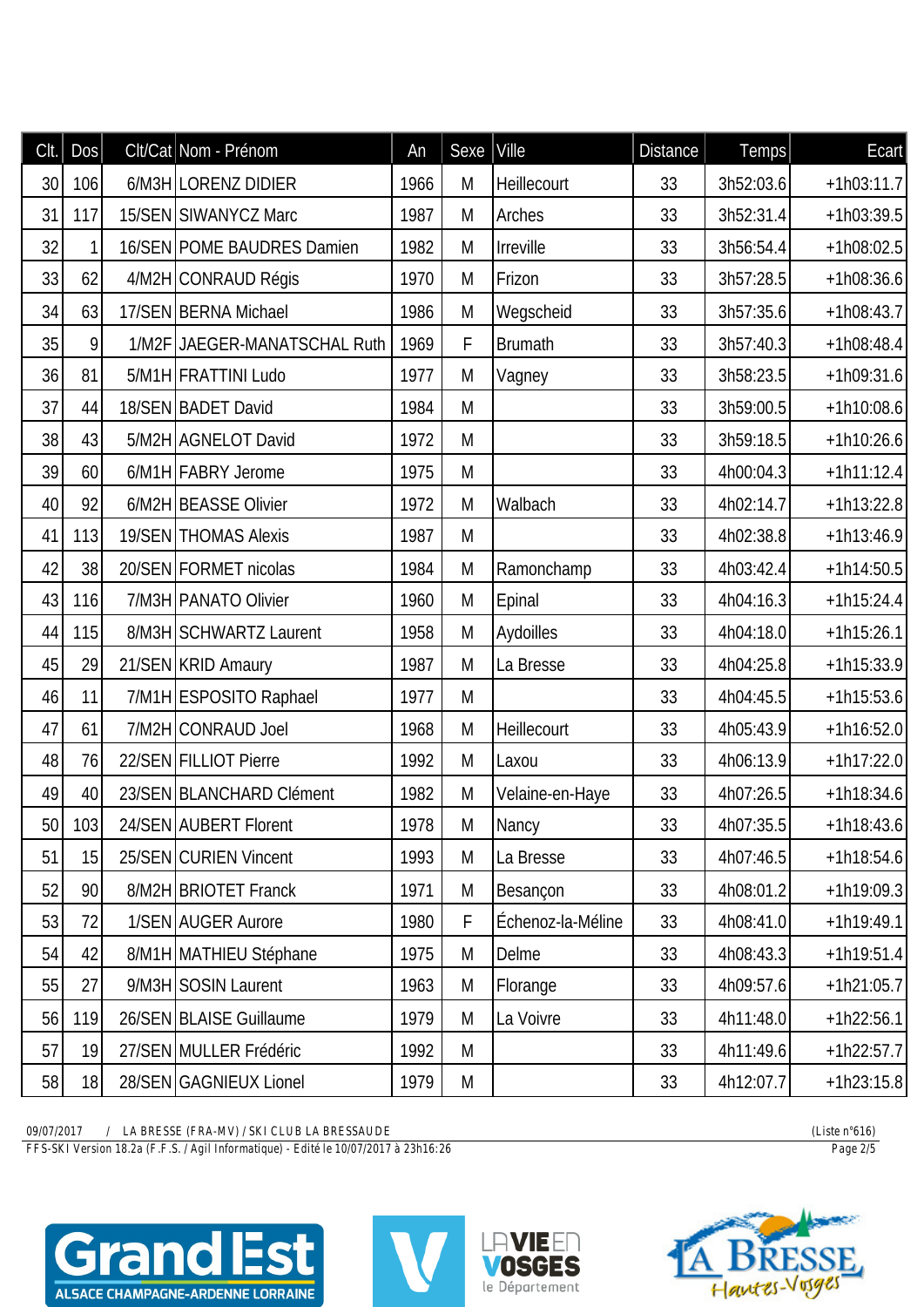| Clt. | Dos | Clt/Cat | Nom - Prénom | An | Sexe | Ville | Distance | Temps | Ecart |
|---|---|---|---|---|---|---|---|---|---|
| 30 | 106 | 6/M3H | LORENZ DIDIER | 1966 | M | Heillecourt | 33 | 3h52:03.6 | +1h03:11.7 |
| 31 | 117 | 15/SEN | SIWANYCZ Marc | 1987 | M | Arches | 33 | 3h52:31.4 | +1h03:39.5 |
| 32 | 1 | 16/SEN | POME BAUDRES Damien | 1982 | M | Irreville | 33 | 3h56:54.4 | +1h08:02.5 |
| 33 | 62 | 4/M2H | CONRAUD Régis | 1970 | M | Frizon | 33 | 3h57:28.5 | +1h08:36.6 |
| 34 | 63 | 17/SEN | BERNA Michael | 1986 | M | Wegscheid | 33 | 3h57:35.6 | +1h08:43.7 |
| 35 | 9 | 1/M2F | JAEGER-MANATSCHAL Ruth | 1969 | F | Brumath | 33 | 3h57:40.3 | +1h08:48.4 |
| 36 | 81 | 5/M1H | FRATTINI Ludo | 1977 | M | Vagney | 33 | 3h58:23.5 | +1h09:31.6 |
| 37 | 44 | 18/SEN | BADET David | 1984 | M | | 33 | 3h59:00.5 | +1h10:08.6 |
| 38 | 43 | 5/M2H | AGNELOT David | 1972 | M | | 33 | 3h59:18.5 | +1h10:26.6 |
| 39 | 60 | 6/M1H | FABRY Jerome | 1975 | M | | 33 | 4h00:04.3 | +1h11:12.4 |
| 40 | 92 | 6/M2H | BEASSE Olivier | 1972 | M | Walbach | 33 | 4h02:14.7 | +1h13:22.8 |
| 41 | 113 | 19/SEN | THOMAS Alexis | 1987 | M | | 33 | 4h02:38.8 | +1h13:46.9 |
| 42 | 38 | 20/SEN | FORMET nicolas | 1984 | M | Ramonchamp | 33 | 4h03:42.4 | +1h14:50.5 |
| 43 | 116 | 7/M3H | PANATO Olivier | 1960 | M | Epinal | 33 | 4h04:16.3 | +1h15:24.4 |
| 44 | 115 | 8/M3H | SCHWARTZ Laurent | 1958 | M | Aydoilles | 33 | 4h04:18.0 | +1h15:26.1 |
| 45 | 29 | 21/SEN | KRID Amaury | 1987 | M | La Bresse | 33 | 4h04:25.8 | +1h15:33.9 |
| 46 | 11 | 7/M1H | ESPOSITO Raphael | 1977 | M | | 33 | 4h04:45.5 | +1h15:53.6 |
| 47 | 61 | 7/M2H | CONRAUD Joel | 1968 | M | Heillecourt | 33 | 4h05:43.9 | +1h16:52.0 |
| 48 | 76 | 22/SEN | FILLIOT Pierre | 1992 | M | Laxou | 33 | 4h06:13.9 | +1h17:22.0 |
| 49 | 40 | 23/SEN | BLANCHARD Clément | 1982 | M | Velaine-en-Haye | 33 | 4h07:26.5 | +1h18:34.6 |
| 50 | 103 | 24/SEN | AUBERT Florent | 1978 | M | Nancy | 33 | 4h07:35.5 | +1h18:43.6 |
| 51 | 15 | 25/SEN | CURIEN Vincent | 1993 | M | La Bresse | 33 | 4h07:46.5 | +1h18:54.6 |
| 52 | 90 | 8/M2H | BRIOTET Franck | 1971 | M | Besançon | 33 | 4h08:01.2 | +1h19:09.3 |
| 53 | 72 | 1/SEN | AUGER Aurore | 1980 | F | Échenoz-la-Méline | 33 | 4h08:41.0 | +1h19:49.1 |
| 54 | 42 | 8/M1H | MATHIEU Stéphane | 1975 | M | Delme | 33 | 4h08:43.3 | +1h19:51.4 |
| 55 | 27 | 9/M3H | SOSIN Laurent | 1963 | M | Florange | 33 | 4h09:57.6 | +1h21:05.7 |
| 56 | 119 | 26/SEN | BLAISE Guillaume | 1979 | M | La Voivre | 33 | 4h11:48.0 | +1h22:56.1 |
| 57 | 19 | 27/SEN | MULLER Frédéric | 1992 | M | | 33 | 4h11:49.6 | +1h22:57.7 |
| 58 | 18 | 28/SEN | GAGNIEUX Lionel | 1979 | M | | 33 | 4h12:07.7 | +1h23:15.8 |

09/07/2017 / LA BRESSE (FRA-MV) / SKI CLUB LA BRESSAUDE (Liste n°616)
FFS-SKI Version 18.2a (F.F.S. / Agil Informatique) - Edité le 10/07/2017 à 23h16:26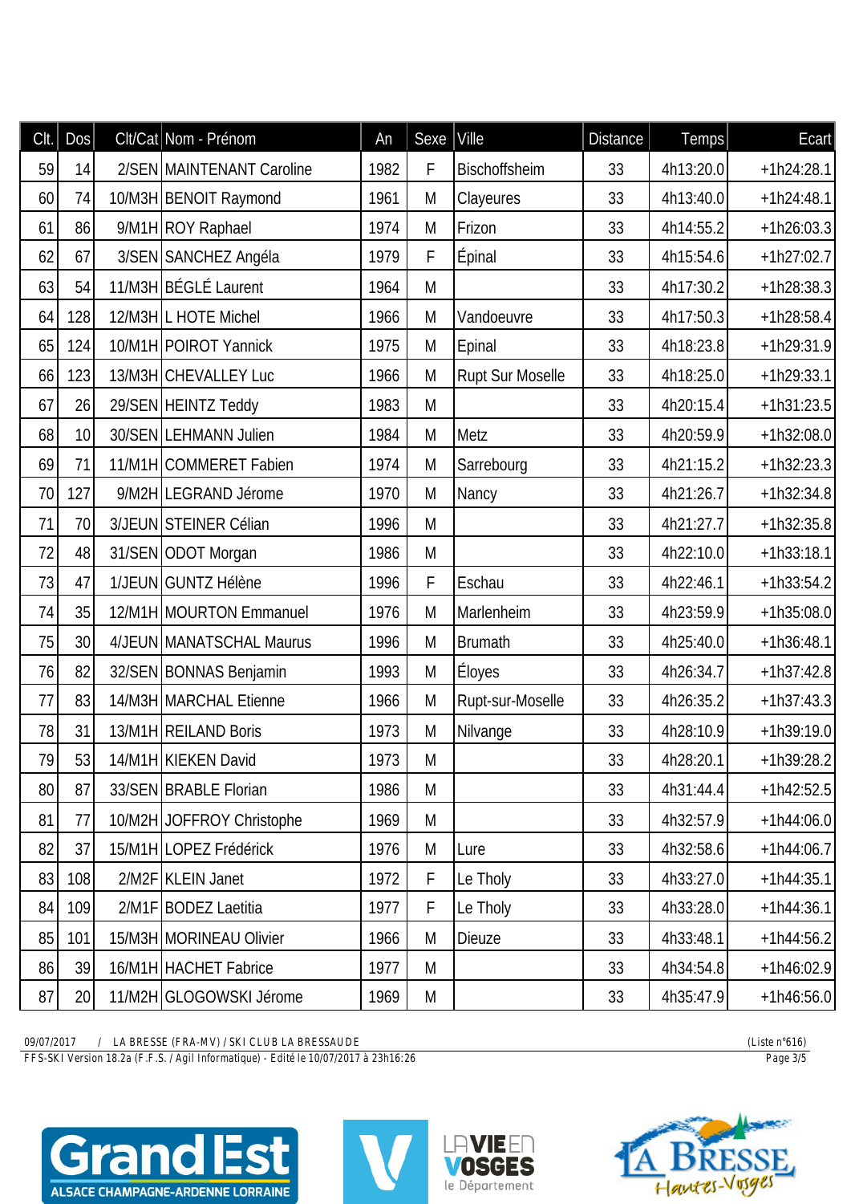| Clt. | Dos | Clt/Cat | Nom - Prénom | An | Sexe | Ville | Distance | Temps | Ecart |
|---|---|---|---|---|---|---|---|---|---|
| 59 | 14 | 2/SEN | MAINTENANT Caroline | 1982 | F | Bischoffsheim | 33 | 4h13:20.0 | +1h24:28.1 |
| 60 | 74 | 10/M3H | BENOIT Raymond | 1961 | M | Clayeures | 33 | 4h13:40.0 | +1h24:48.1 |
| 61 | 86 | 9/M1H | ROY Raphael | 1974 | M | Frizon | 33 | 4h14:55.2 | +1h26:03.3 |
| 62 | 67 | 3/SEN | SANCHEZ Angéla | 1979 | F | Épinal | 33 | 4h15:54.6 | +1h27:02.7 |
| 63 | 54 | 11/M3H | BÉGLÉ Laurent | 1964 | M | | 33 | 4h17:30.2 | +1h28:38.3 |
| 64 | 128 | 12/M3H | L HOTE Michel | 1966 | M | Vandoeuvre | 33 | 4h17:50.3 | +1h28:58.4 |
| 65 | 124 | 10/M1H | POIROT Yannick | 1975 | M | Epinal | 33 | 4h18:23.8 | +1h29:31.9 |
| 66 | 123 | 13/M3H | CHEVALLEY Luc | 1966 | M | Rupt Sur Moselle | 33 | 4h18:25.0 | +1h29:33.1 |
| 67 | 26 | 29/SEN | HEINTZ Teddy | 1983 | M | | 33 | 4h20:15.4 | +1h31:23.5 |
| 68 | 10 | 30/SEN | LEHMANN Julien | 1984 | M | Metz | 33 | 4h20:59.9 | +1h32:08.0 |
| 69 | 71 | 11/M1H | COMMERET Fabien | 1974 | M | Sarrebourg | 33 | 4h21:15.2 | +1h32:23.3 |
| 70 | 127 | 9/M2H | LEGRAND Jérome | 1970 | M | Nancy | 33 | 4h21:26.7 | +1h32:34.8 |
| 71 | 70 | 3/JEUN | STEINER Célian | 1996 | M | | 33 | 4h21:27.7 | +1h32:35.8 |
| 72 | 48 | 31/SEN | ODOT Morgan | 1986 | M | | 33 | 4h22:10.0 | +1h33:18.1 |
| 73 | 47 | 1/JEUN | GUNTZ Hélène | 1996 | F | Eschau | 33 | 4h22:46.1 | +1h33:54.2 |
| 74 | 35 | 12/M1H | MOURTON Emmanuel | 1976 | M | Marlenheim | 33 | 4h23:59.9 | +1h35:08.0 |
| 75 | 30 | 4/JEUN | MANATSCHAL Maurus | 1996 | M | Brumath | 33 | 4h25:40.0 | +1h36:48.1 |
| 76 | 82 | 32/SEN | BONNAS Benjamin | 1993 | M | Éloyes | 33 | 4h26:34.7 | +1h37:42.8 |
| 77 | 83 | 14/M3H | MARCHAL Etienne | 1966 | M | Rupt-sur-Moselle | 33 | 4h26:35.2 | +1h37:43.3 |
| 78 | 31 | 13/M1H | REILAND Boris | 1973 | M | Nilvange | 33 | 4h28:10.9 | +1h39:19.0 |
| 79 | 53 | 14/M1H | KIEKEN David | 1973 | M | | 33 | 4h28:20.1 | +1h39:28.2 |
| 80 | 87 | 33/SEN | BRABLE Florian | 1986 | M | | 33 | 4h31:44.4 | +1h42:52.5 |
| 81 | 77 | 10/M2H | JOFFROY Christophe | 1969 | M | | 33 | 4h32:57.9 | +1h44:06.0 |
| 82 | 37 | 15/M1H | LOPEZ Frédérick | 1976 | M | Lure | 33 | 4h32:58.6 | +1h44:06.7 |
| 83 | 108 | 2/M2F | KLEIN Janet | 1972 | F | Le Tholy | 33 | 4h33:27.0 | +1h44:35.1 |
| 84 | 109 | 2/M1F | BODEZ Laetitia | 1977 | F | Le Tholy | 33 | 4h33:28.0 | +1h44:36.1 |
| 85 | 101 | 15/M3H | MORINEAU Olivier | 1966 | M | Dieuze | 33 | 4h33:48.1 | +1h44:56.2 |
| 86 | 39 | 16/M1H | HACHET Fabrice | 1977 | M | | 33 | 4h34:54.8 | +1h46:02.9 |
| 87 | 20 | 11/M2H | GLOGOWSKI Jérome | 1969 | M | | 33 | 4h35:47.9 | +1h46:56.0 |

09/07/2017 / LA BRESSE (FRA-MV) / SKI CLUB LA BRESSAUDE (Liste n°616)

FFS-SKI Version 18.2a (F.F.S. / Agil Informatique) - Edité le 10/07/2017 à 23h16:26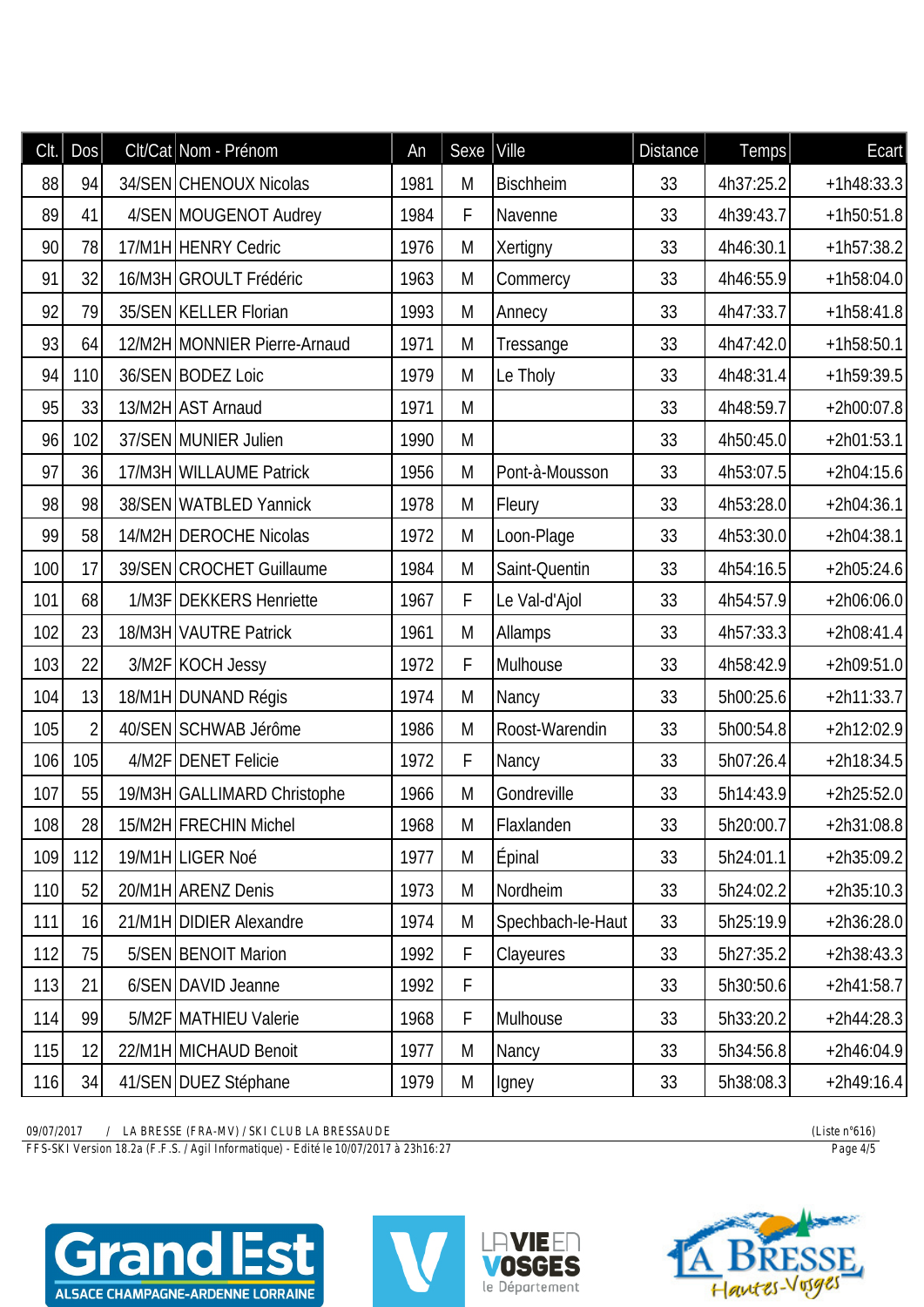| Clt. | Dos | Clt/Cat | Nom - Prénom | An | Sexe | Ville | Distance | Temps | Ecart |
|---|---|---|---|---|---|---|---|---|---|
| 88 | 94 | 34/SEN | CHENOUX Nicolas | 1981 | M | Bischheim | 33 | 4h37:25.2 | +1h48:33.3 |
| 89 | 41 | 4/SEN | MOUGENOT Audrey | 1984 | F | Navenne | 33 | 4h39:43.7 | +1h50:51.8 |
| 90 | 78 | 17/M1H | HENRY Cedric | 1976 | M | Xertigny | 33 | 4h46:30.1 | +1h57:38.2 |
| 91 | 32 | 16/M3H | GROULT Frédéric | 1963 | M | Commercy | 33 | 4h46:55.9 | +1h58:04.0 |
| 92 | 79 | 35/SEN | KELLER Florian | 1993 | M | Annecy | 33 | 4h47:33.7 | +1h58:41.8 |
| 93 | 64 | 12/M2H | MONNIER Pierre-Arnaud | 1971 | M | Tressange | 33 | 4h47:42.0 | +1h58:50.1 |
| 94 | 110 | 36/SEN | BODEZ Loic | 1979 | M | Le Tholy | 33 | 4h48:31.4 | +1h59:39.5 |
| 95 | 33 | 13/M2H | AST Arnaud | 1971 | M | | 33 | 4h48:59.7 | +2h00:07.8 |
| 96 | 102 | 37/SEN | MUNIER Julien | 1990 | M | | 33 | 4h50:45.0 | +2h01:53.1 |
| 97 | 36 | 17/M3H | WILLAUME Patrick | 1956 | M | Pont-à-Mousson | 33 | 4h53:07.5 | +2h04:15.6 |
| 98 | 98 | 38/SEN | WATBLED Yannick | 1978 | M | Fleury | 33 | 4h53:28.0 | +2h04:36.1 |
| 99 | 58 | 14/M2H | DEROCHE Nicolas | 1972 | M | Loon-Plage | 33 | 4h53:30.0 | +2h04:38.1 |
| 100 | 17 | 39/SEN | CROCHET Guillaume | 1984 | M | Saint-Quentin | 33 | 4h54:16.5 | +2h05:24.6 |
| 101 | 68 | 1/M3F | DEKKERS Henriette | 1967 | F | Le Val-d'Ajol | 33 | 4h54:57.9 | +2h06:06.0 |
| 102 | 23 | 18/M3H | VAUTRE Patrick | 1961 | M | Allamps | 33 | 4h57:33.3 | +2h08:41.4 |
| 103 | 22 | 3/M2F | KOCH Jessy | 1972 | F | Mulhouse | 33 | 4h58:42.9 | +2h09:51.0 |
| 104 | 13 | 18/M1H | DUNAND Régis | 1974 | M | Nancy | 33 | 5h00:25.6 | +2h11:33.7 |
| 105 | 2 | 40/SEN | SCHWAB Jérôme | 1986 | M | Roost-Warendin | 33 | 5h00:54.8 | +2h12:02.9 |
| 106 | 105 | 4/M2F | DENET Felicie | 1972 | F | Nancy | 33 | 5h07:26.4 | +2h18:34.5 |
| 107 | 55 | 19/M3H | GALLIMARD Christophe | 1966 | M | Gondreville | 33 | 5h14:43.9 | +2h25:52.0 |
| 108 | 28 | 15/M2H | FRECHIN Michel | 1968 | M | Flaxlanden | 33 | 5h20:00.7 | +2h31:08.8 |
| 109 | 112 | 19/M1H | LIGER Noé | 1977 | M | Épinal | 33 | 5h24:01.1 | +2h35:09.2 |
| 110 | 52 | 20/M1H | ARENZ Denis | 1973 | M | Nordheim | 33 | 5h24:02.2 | +2h35:10.3 |
| 111 | 16 | 21/M1H | DIDIER Alexandre | 1974 | M | Spechbach-le-Haut | 33 | 5h25:19.9 | +2h36:28.0 |
| 112 | 75 | 5/SEN | BENOIT Marion | 1992 | F | Clayeures | 33 | 5h27:35.2 | +2h38:43.3 |
| 113 | 21 | 6/SEN | DAVID Jeanne | 1992 | F | | 33 | 5h30:50.6 | +2h41:58.7 |
| 114 | 99 | 5/M2F | MATHIEU Valerie | 1968 | F | Mulhouse | 33 | 5h33:20.2 | +2h44:28.3 |
| 115 | 12 | 22/M1H | MICHAUD Benoit | 1977 | M | Nancy | 33 | 5h34:56.8 | +2h46:04.9 |
| 116 | 34 | 41/SEN | DUEZ Stéphane | 1979 | M | Igney | 33 | 5h38:08.3 | +2h49:16.4 |

09/07/2017 / LA BRESSE (FRA-MV) / SKI CLUB LA BRESSAUDE (Liste n°616)

FFS-SKI Version 18.2a (F.F.S. / Agil Informatique) - Edité le 10/07/2017 à 23h16:27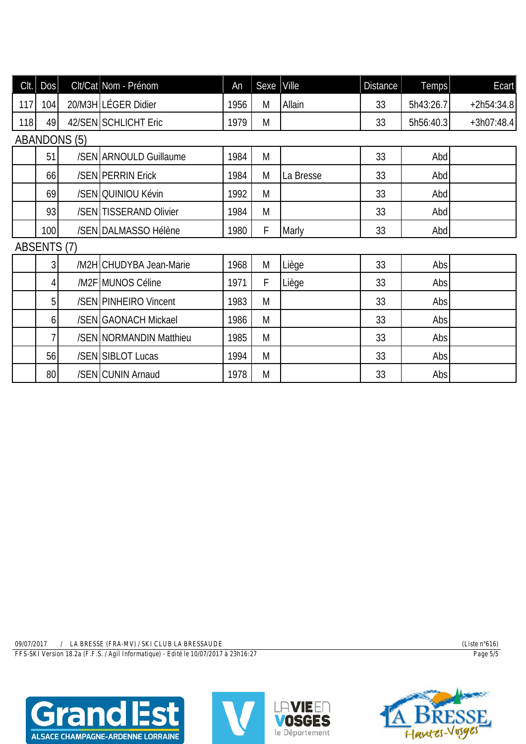| Clt. | Dos | Clt/Cat | Nom - Prénom | An | Sexe | Ville | Distance | Temps | Ecart |
|---|---|---|---|---|---|---|---|---|---|
| 117 | 104 | 20/M3H | LÉGER Didier | 1956 | M | Allain | 33 | 5h43:26.7 | +2h54:34.8 |
| 118 | 49 | 42/SEN | SCHLICHT Eric | 1979 | M | | 33 | 5h56:40.3 | +3h07:48.4 |

ABANDONS (5)

| Clt. | Dos | Clt/Cat | Nom - Prénom | An | Sexe | Ville | Distance | Temps | Ecart |
|---|---|---|---|---|---|---|---|---|---|
| | 51 | /SEN | ARNOULD Guillaume | 1984 | M | | 33 | Abd | |
| | 66 | /SEN | PERRIN Erick | 1984 | M | La Bresse | 33 | Abd | |
| | 69 | /SEN | QUINIOU Kévin | 1992 | M | | 33 | Abd | |
| | 93 | /SEN | TISSERAND Olivier | 1984 | M | | 33 | Abd | |
| | 100 | /SEN | DALMASSO Hélène | 1980 | F | Marly | 33 | Abd | |

ABSENTS (7)

| Clt. | Dos | Clt/Cat | Nom - Prénom | An | Sexe | Ville | Distance | Temps | Ecart |
|---|---|---|---|---|---|---|---|---|---|
| | 3 | /M2H | CHUDYBA Jean-Marie | 1968 | M | Liège | 33 | Abs | |
| | 4 | /M2F | MUNOS Céline | 1971 | F | Liège | 33 | Abs | |
| | 5 | /SEN | PINHEIRO Vincent | 1983 | M | | 33 | Abs | |
| | 6 | /SEN | GAONACH Mickael | 1986 | M | | 33 | Abs | |
| | 7 | /SEN | NORMANDIN Matthieu | 1985 | M | | 33 | Abs | |
| | 56 | /SEN | SIBLOT Lucas | 1994 | M | | 33 | Abs | |
| | 80 | /SEN | CUNIN Arnaud | 1978 | M | | 33 | Abs | |

09/07/2017 / LA BRESSE (FRA-MV) / SKI CLUB LA BRESSAUDE (Liste n°616)

FFS-SKI Version 18.2a (F.F.S. / Agil Informatique) - Edité le 10/07/2017 à 23h16:27